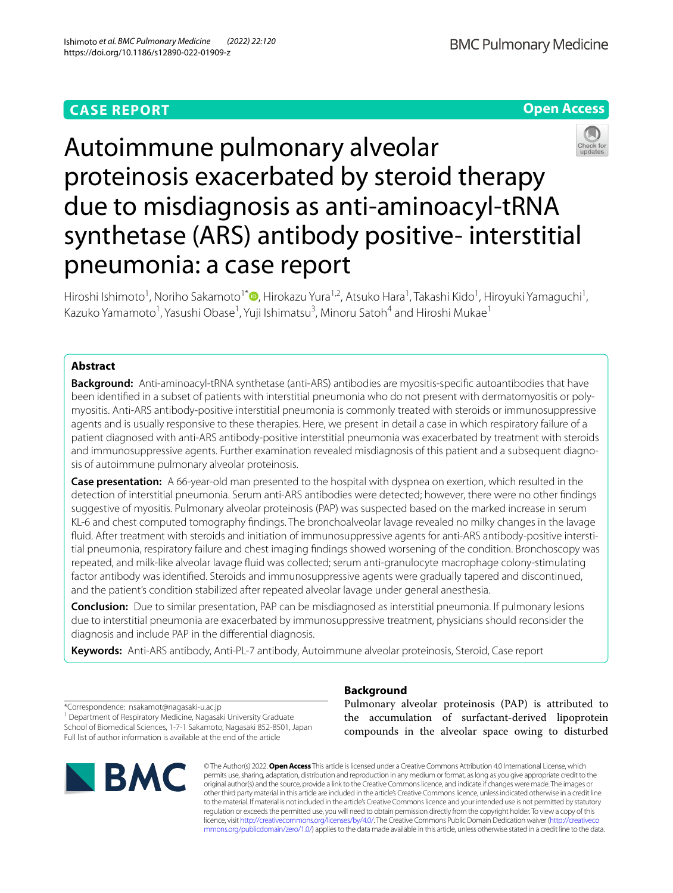**CASE REPORT** **Open Access**

# Autoimmune pulmonary alveolar proteinosis exacerbated by steroid therapy due to misdiagnosis as anti-aminoacyl-tRNA synthetase (ARS) antibody positive- interstitial pneumonia: a case report

Hiroshi Ishimoto[1], Noriho Sakamoto[1*], Hirokazu Yura[1,2], Atsuko Hara[1], Takashi Kido[1], Hiroyuki Yamaguchi[1], Kazuko Yamamoto[1], Yasushi Obase[1], Yuji Ishimatsu[3], Minoru Satoh[4] and Hiroshi Mukae[1]

## Abstract

**Background:** Anti-aminoacyl-tRNA synthetase (anti-ARS) antibodies are myositis-specific autoantibodies that have been identified in a subset of patients with interstitial pneumonia who do not present with dermatomyositis or polymyositis. Anti-ARS antibody-positive interstitial pneumonia is commonly treated with steroids or immunosuppressive agents and is usually responsive to these therapies. Here, we present in detail a case in which respiratory failure of a patient diagnosed with anti-ARS antibody-positive interstitial pneumonia was exacerbated by treatment with steroids and immunosuppressive agents. Further examination revealed misdiagnosis of this patient and a subsequent diagnosis of autoimmune pulmonary alveolar proteinosis.

**Case presentation:** A 66-year-old man presented to the hospital with dyspnea on exertion, which resulted in the detection of interstitial pneumonia. Serum anti-ARS antibodies were detected; however, there were no other findings suggestive of myositis. Pulmonary alveolar proteinosis (PAP) was suspected based on the marked increase in serum KL-6 and chest computed tomography findings. The bronchoalveolar lavage revealed no milky changes in the lavage fluid. After treatment with steroids and initiation of immunosuppressive agents for anti-ARS antibody-positive interstitial pneumonia, respiratory failure and chest imaging findings showed worsening of the condition. Bronchoscopy was repeated, and milk-like alveolar lavage fluid was collected; serum anti-granulocyte macrophage colony-stimulating factor antibody was identified. Steroids and immunosuppressive agents were gradually tapered and discontinued, and the patient's condition stabilized after repeated alveolar lavage under general anesthesia.

**Conclusion:** Due to similar presentation, PAP can be misdiagnosed as interstitial pneumonia. If pulmonary lesions due to interstitial pneumonia are exacerbated by immunosuppressive treatment, physicians should reconsider the diagnosis and include PAP in the differential diagnosis.

**Keywords:** Anti-ARS antibody, Anti-PL-7 antibody, Autoimmune alveolar proteinosis, Steroid, Case report

## Background

Pulmonary alveolar proteinosis (PAP) is attributed to the accumulation of surfactant-derived lipoprotein compounds in the alveolar space owing to disturbed

*Correspondence: nsakamot@nagasaki-u.ac.jp
[1] Department of Respiratory Medicine, Nagasaki University Graduate School of Biomedical Sciences, 1-7-1 Sakamoto, Nagasaki 852-8501, Japan
Full list of author information is available at the end of the article

© The Author(s) 2022. **Open Access** This article is licensed under a Creative Commons Attribution 4.0 International License, which permits use, sharing, adaptation, distribution and reproduction in any medium or format, as long as you give appropriate credit to the original author(s) and the source, provide a link to the Creative Commons licence, and indicate if changes were made. The images or other third party material in this article are included in the article's Creative Commons licence, unless indicated otherwise in a credit line to the material. If material is not included in the article's Creative Commons licence and your intended use is not permitted by statutory regulation or exceeds the permitted use, you will need to obtain permission directly from the copyright holder. To view a copy of this licence, visit http://creativecommons.org/licenses/by/4.0/. The Creative Commons Public Domain Dedication waiver (http://creativecommons.org/publicdomain/zero/1.0/) applies to the data made available in this article, unless otherwise stated in a credit line to the data.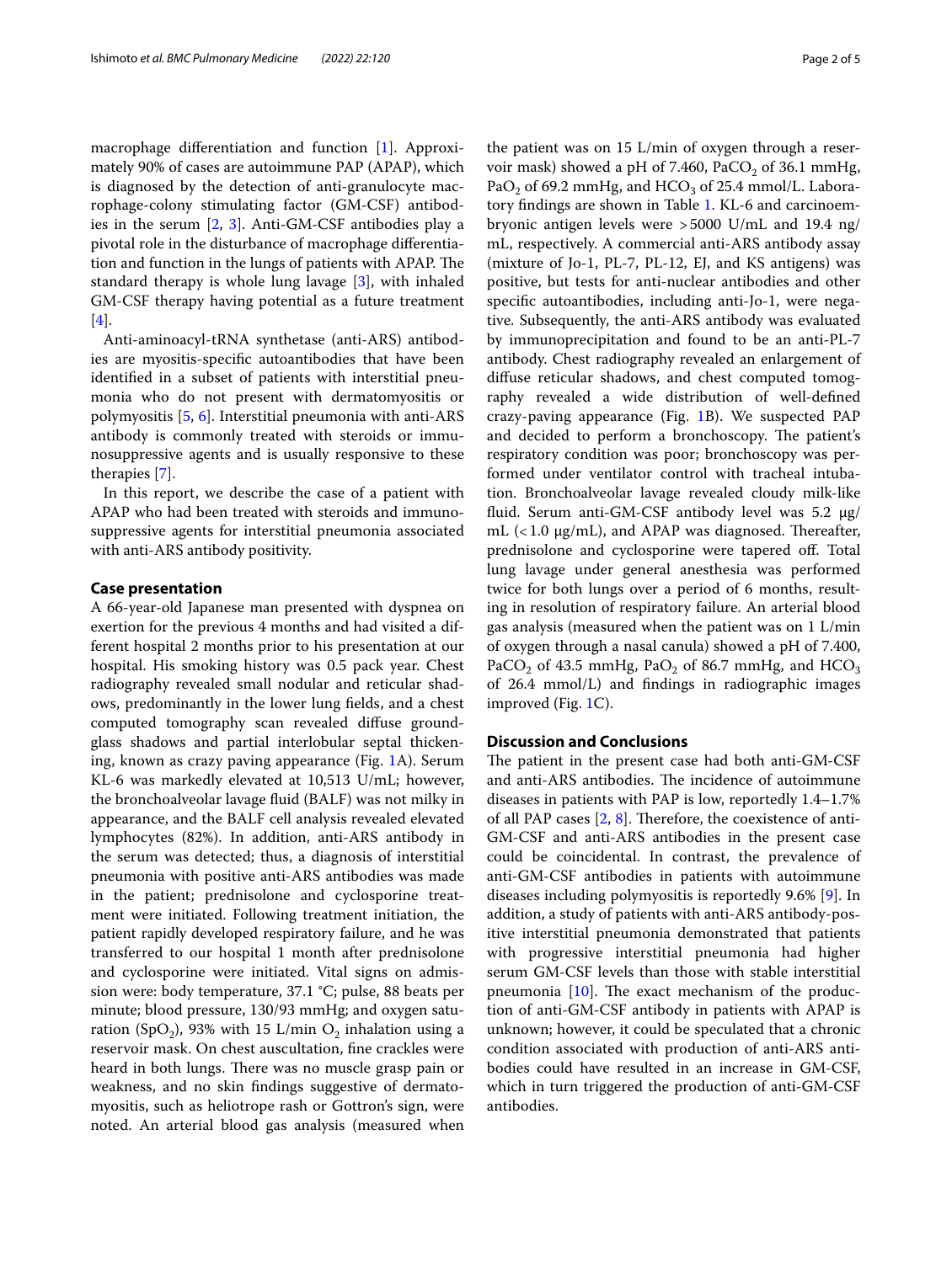macrophage differentiation and function [1]. Approximately 90% of cases are autoimmune PAP (APAP), which is diagnosed by the detection of anti-granulocyte macrophage-colony stimulating factor (GM-CSF) antibodies in the serum [2, 3]. Anti-GM-CSF antibodies play a pivotal role in the disturbance of macrophage differentiation and function in the lungs of patients with APAP. The standard therapy is whole lung lavage [3], with inhaled GM-CSF therapy having potential as a future treatment [4].

Anti-aminoacyl-tRNA synthetase (anti-ARS) antibodies are myositis-specific autoantibodies that have been identified in a subset of patients with interstitial pneumonia who do not present with dermatomyositis or polymyositis [5, 6]. Interstitial pneumonia with anti-ARS antibody is commonly treated with steroids or immunosuppressive agents and is usually responsive to these therapies [7].

In this report, we describe the case of a patient with APAP who had been treated with steroids and immunosuppressive agents for interstitial pneumonia associated with anti-ARS antibody positivity.

## Case presentation

A 66-year-old Japanese man presented with dyspnea on exertion for the previous 4 months and had visited a different hospital 2 months prior to his presentation at our hospital. His smoking history was 0.5 pack year. Chest radiography revealed small nodular and reticular shadows, predominantly in the lower lung fields, and a chest computed tomography scan revealed diffuse ground-glass shadows and partial interlobular septal thickening, known as crazy paving appearance (Fig. 1A). Serum KL-6 was markedly elevated at 10,513 U/mL; however, the bronchoalveolar lavage fluid (BALF) was not milky in appearance, and the BALF cell analysis revealed elevated lymphocytes (82%). In addition, anti-ARS antibody in the serum was detected; thus, a diagnosis of interstitial pneumonia with positive anti-ARS antibodies was made in the patient; prednisolone and cyclosporine treatment were initiated. Following treatment initiation, the patient rapidly developed respiratory failure, and he was transferred to our hospital 1 month after prednisolone and cyclosporine were initiated. Vital signs on admission were: body temperature, 37.1 °C; pulse, 88 beats per minute; blood pressure, 130/93 mmHg; and oxygen saturation ($SpO_2$), 93% with 15 L/min $O_2$ inhalation using a reservoir mask. On chest auscultation, fine crackles were heard in both lungs. There was no muscle grasp pain or weakness, and no skin findings suggestive of dermatomyositis, such as heliotrope rash or Gottron's sign, were noted. An arterial blood gas analysis (measured when the patient was on 15 L/min of oxygen through a reservoir mask) showed a pH of 7.460, $PaCO_2$ of 36.1 mmHg, $PaO_2$ of 69.2 mmHg, and $HCO_3$ of 25.4 mmol/L. Laboratory findings are shown in Table 1. KL-6 and carcinoembryonic antigen levels were >5000 U/mL and 19.4 ng/mL, respectively. A commercial anti-ARS antibody assay (mixture of Jo-1, PL-7, PL-12, EJ, and KS antigens) was positive, but tests for anti-nuclear antibodies and other specific autoantibodies, including anti-Jo-1, were negative. Subsequently, the anti-ARS antibody was evaluated by immunoprecipitation and found to be an anti-PL-7 antibody. Chest radiography revealed an enlargement of diffuse reticular shadows, and chest computed tomography revealed a wide distribution of well-defined crazy-paving appearance (Fig. 1B). We suspected PAP and decided to perform a bronchoscopy. The patient's respiratory condition was poor; bronchoscopy was performed under ventilator control with tracheal intubation. Bronchoalveolar lavage revealed cloudy milk-like fluid. Serum anti-GM-CSF antibody level was 5.2 μg/mL (<1.0 μg/mL), and APAP was diagnosed. Thereafter, prednisolone and cyclosporine were tapered off. Total lung lavage under general anesthesia was performed twice for both lungs over a period of 6 months, resulting in resolution of respiratory failure. An arterial blood gas analysis (measured when the patient was on 1 L/min of oxygen through a nasal canula) showed a pH of 7.400, $PaCO_2$ of 43.5 mmHg, $PaO_2$ of 86.7 mmHg, and $HCO_3$ of 26.4 mmol/L) and findings in radiographic images improved (Fig. 1C).

## Discussion and Conclusions

The patient in the present case had both anti-GM-CSF and anti-ARS antibodies. The incidence of autoimmune diseases in patients with PAP is low, reportedly 1.4–1.7% of all PAP cases [2, 8]. Therefore, the coexistence of anti-GM-CSF and anti-ARS antibodies in the present case could be coincidental. In contrast, the prevalence of anti-GM-CSF antibodies in patients with autoimmune diseases including polymyositis is reportedly 9.6% [9]. In addition, a study of patients with anti-ARS antibody-positive interstitial pneumonia demonstrated that patients with progressive interstitial pneumonia had higher serum GM-CSF levels than those with stable interstitial pneumonia [10]. The exact mechanism of the production of anti-GM-CSF antibody in patients with APAP is unknown; however, it could be speculated that a chronic condition associated with production of anti-ARS antibodies could have resulted in an increase in GM-CSF, which in turn triggered the production of anti-GM-CSF antibodies.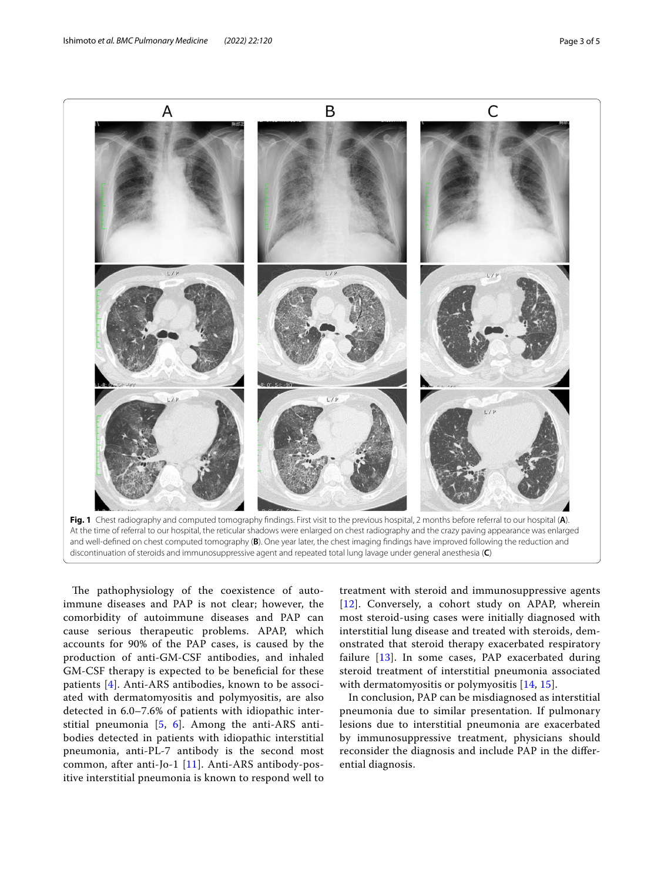**Fig. 1** Chest radiography and computed tomography findings. First visit to the previous hospital, 2 months before referral to our hospital (**A**). At the time of referral to our hospital, the reticular shadows were enlarged on chest radiography and the crazy paving appearance was enlarged and well-defined on chest computed tomography (**B**). One year later, the chest imaging findings have improved following the reduction and discontinuation of steroids and immunosuppressive agent and repeated total lung lavage under general anesthesia (**C**)

The pathophysiology of the coexistence of autoimmune diseases and PAP is not clear; however, the comorbidity of autoimmune diseases and PAP can cause serious therapeutic problems. APAP, which accounts for 90% of the PAP cases, is caused by the production of anti-GM-CSF antibodies, and inhaled GM-CSF therapy is expected to be beneficial for these patients [4]. Anti-ARS antibodies, known to be associated with dermatomyositis and polymyositis, are also detected in 6.0–7.6% of patients with idiopathic interstitial pneumonia [5, 6]. Among the anti-ARS antibodies detected in patients with idiopathic interstitial pneumonia, anti-PL-7 antibody is the second most common, after anti-Jo-1 [11]. Anti-ARS antibody-positive interstitial pneumonia is known to respond well to treatment with steroid and immunosuppressive agents [12]. Conversely, a cohort study on APAP, wherein most steroid-using cases were initially diagnosed with interstitial lung disease and treated with steroids, demonstrated that steroid therapy exacerbated respiratory failure [13]. In some cases, PAP exacerbated during steroid treatment of interstitial pneumonia associated with dermatomyositis or polymyositis [14, 15].

In conclusion, PAP can be misdiagnosed as interstitial pneumonia due to similar presentation. If pulmonary lesions due to interstitial pneumonia are exacerbated by immunosuppressive treatment, physicians should reconsider the diagnosis and include PAP in the differential diagnosis.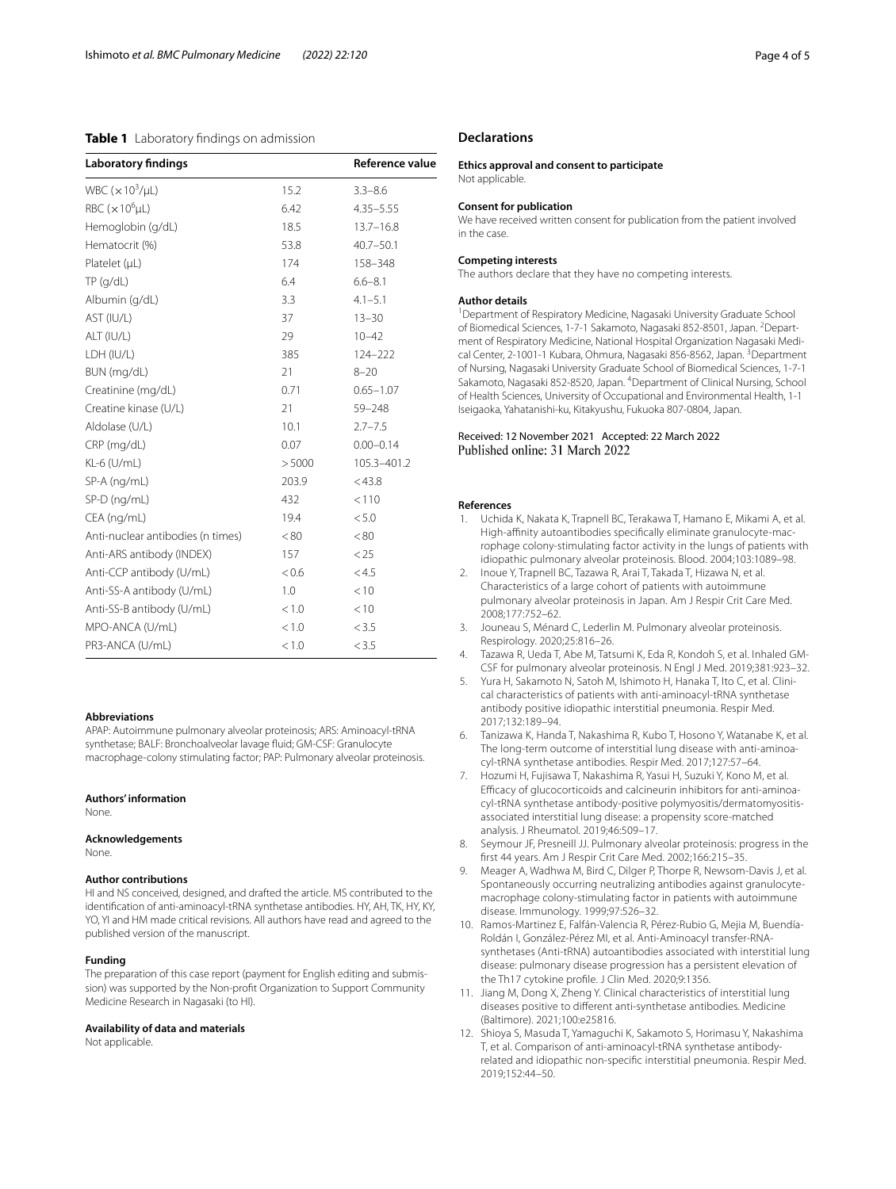**Table 1** Laboratory findings on admission

| Laboratory findings | | Reference value |
|---|---|---|
| WBC ($\times 10^3$/μL) | 15.2 | 3.3–8.6 |
| RBC ($\times 10^6$μL) | 6.42 | 4.35–5.55 |
| Hemoglobin (g/dL) | 18.5 | 13.7–16.8 |
| Hematocrit (%) | 53.8 | 40.7–50.1 |
| Platelet (μL) | 174 | 158–348 |
| TP (g/dL) | 6.4 | 6.6–8.1 |
| Albumin (g/dL) | 3.3 | 4.1–5.1 |
| AST (IU/L) | 37 | 13–30 |
| ALT (IU/L) | 29 | 10–42 |
| LDH (IU/L) | 385 | 124–222 |
| BUN (mg/dL) | 21 | 8–20 |
| Creatinine (mg/dL) | 0.71 | 0.65–1.07 |
| Creatine kinase (U/L) | 21 | 59–248 |
| Aldolase (U/L) | 10.1 | 2.7–7.5 |
| CRP (mg/dL) | 0.07 | 0.00–0.14 |
| KL-6 (U/mL) | > 5000 | 105.3–401.2 |
| SP-A (ng/mL) | 203.9 | < 43.8 |
| SP-D (ng/mL) | 432 | < 110 |
| CEA (ng/mL) | 19.4 | < 5.0 |
| Anti-nuclear antibodies (n times) | < 80 | < 80 |
| Anti-ARS antibody (INDEX) | 157 | < 25 |
| Anti-CCP antibody (U/mL) | < 0.6 | < 4.5 |
| Anti-SS-A antibody (U/mL) | 1.0 | < 10 |
| Anti-SS-B antibody (U/mL) | < 1.0 | < 10 |
| MPO-ANCA (U/mL) | < 1.0 | < 3.5 |
| PR3-ANCA (U/mL) | < 1.0 | < 3.5 |

#### Abbreviations
APAP: Autoimmune pulmonary alveolar proteinosis; ARS: Aminoacyl-tRNA synthetase; BALF: Bronchoalveolar lavage fluid; GM-CSF: Granulocyte macrophage-colony stimulating factor; PAP: Pulmonary alveolar proteinosis.

#### Authors' information
None.

#### Acknowledgements
None.

#### Author contributions
HI and NS conceived, designed, and drafted the article. MS contributed to the identification of anti-aminoacyl-tRNA synthetase antibodies. HY, AH, TK, HY, KY, YO, YI and HM made critical revisions. All authors have read and agreed to the published version of the manuscript.

#### Funding
The preparation of this case report (payment for English editing and submission) was supported by the Non-profit Organization to Support Community Medicine Research in Nagasaki (to HI).

#### Availability of data and materials
Not applicable.

## Declarations

#### Ethics approval and consent to participate
Not applicable.

#### Consent for publication
We have received written consent for publication from the patient involved in the case.

#### Competing interests
The authors declare that they have no competing interests.

#### Author details
[1] Department of Respiratory Medicine, Nagasaki University Graduate School of Biomedical Sciences, 1-7-1 Sakamoto, Nagasaki 852-8501, Japan. [2] Department of Respiratory Medicine, National Hospital Organization Nagasaki Medical Center, 2-1001-1 Kubara, Ohmura, Nagasaki 856-8562, Japan. [3] Department of Nursing, Nagasaki University Graduate School of Biomedical Sciences, 1-7-1 Sakamoto, Nagasaki 852-8520, Japan. [4] Department of Clinical Nursing, School of Health Sciences, University of Occupational and Environmental Health, 1-1 Iseigaoka, Yahatanishi-ku, Kitakyushu, Fukuoka 807-0804, Japan.

Received: 12 November 2021 Accepted: 22 March 2022
Published online: 31 March 2022

#### References
1. Uchida K, Nakata K, Trapnell BC, Terakawa T, Hamano E, Mikami A, et al. High-affinity autoantibodies specifically eliminate granulocyte-macrophage colony-stimulating factor activity in the lungs of patients with idiopathic pulmonary alveolar proteinosis. Blood. 2004;103:1089–98.
2. Inoue Y, Trapnell BC, Tazawa R, Arai T, Takada T, Hizawa N, et al. Characteristics of a large cohort of patients with autoimmune pulmonary alveolar proteinosis in Japan. Am J Respir Crit Care Med. 2008;177:752–62.
3. Jouneau S, Ménard C, Lederlin M. Pulmonary alveolar proteinosis. Respirology. 2020;25:816–26.
4. Tazawa R, Ueda T, Abe M, Tatsumi K, Eda R, Kondoh S, et al. Inhaled GM-CSF for pulmonary alveolar proteinosis. N Engl J Med. 2019;381:923–32.
5. Yura H, Sakamoto N, Satoh M, Ishimoto H, Hanaka T, Ito C, et al. Clinical characteristics of patients with anti-aminoacyl-tRNA synthetase antibody positive idiopathic interstitial pneumonia. Respir Med. 2017;132:189–94.
6. Tanizawa K, Handa T, Nakashima R, Kubo T, Hosono Y, Watanabe K, et al. The long-term outcome of interstitial lung disease with anti-aminoacyl-tRNA synthetase antibodies. Respir Med. 2017;127:57–64.
7. Hozumi H, Fujisawa T, Nakashima R, Yasui H, Suzuki Y, Kono M, et al. Efficacy of glucocorticoids and calcineurin inhibitors for anti-aminoacyl-tRNA synthetase antibody-positive polymyositis/dermatomyositis-associated interstitial lung disease: a propensity score-matched analysis. J Rheumatol. 2019;46:509–17.
8. Seymour JF, Presneill JJ. Pulmonary alveolar proteinosis: progress in the first 44 years. Am J Respir Crit Care Med. 2002;166:215–35.
9. Meager A, Wadhwa M, Bird C, Dilger P, Thorpe R, Newsom-Davis J, et al. Spontaneously occurring neutralizing antibodies against granulocyte-macrophage colony-stimulating factor in patients with autoimmune disease. Immunology. 1999;97:526–32.
10. Ramos-Martinez E, Falfán-Valencia R, Pérez-Rubio G, Mejia M, Buendía-Roldán I, González-Pérez MI, et al. Anti-Aminoacyl transfer-RNA-synthetases (Anti-tRNA) autoantibodies associated with interstitial lung disease: pulmonary disease progression has a persistent elevation of the Th17 cytokine profile. J Clin Med. 2020;9:1356.
11. Jiang M, Dong X, Zheng Y. Clinical characteristics of interstitial lung diseases positive to different anti-synthetase antibodies. Medicine (Baltimore). 2021;100:e25816.
12. Shioya S, Masuda T, Yamaguchi K, Sakamoto S, Horimasu Y, Nakashima T, et al. Comparison of anti-aminoacyl-tRNA synthetase antibody-related and idiopathic non-specific interstitial pneumonia. Respir Med. 2019;152:44–50.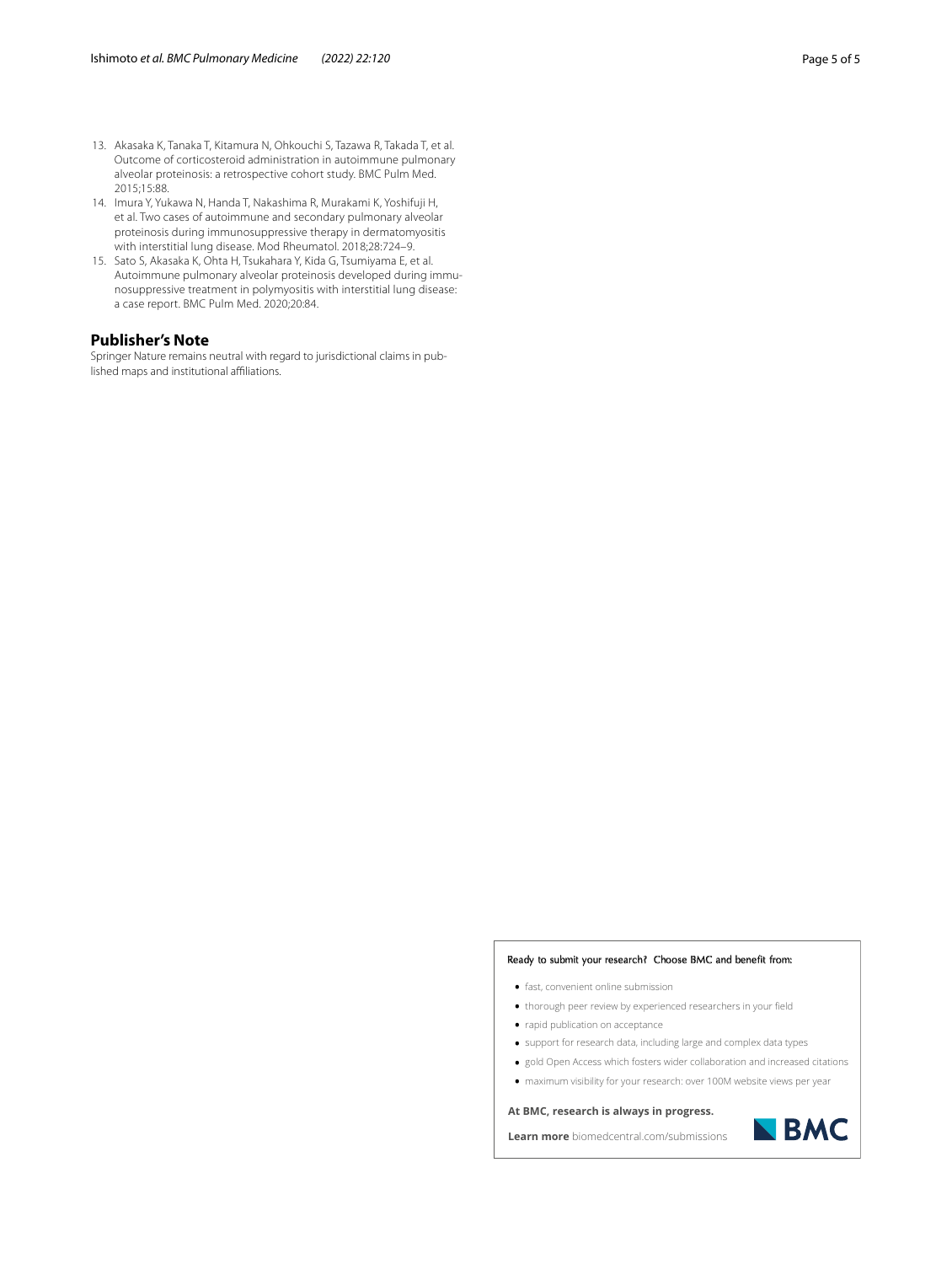13. Akasaka K, Tanaka T, Kitamura N, Ohkouchi S, Tazawa R, Takada T, et al. Outcome of corticosteroid administration in autoimmune pulmonary alveolar proteinosis: a retrospective cohort study. BMC Pulm Med. 2015;15:88.
14. Imura Y, Yukawa N, Handa T, Nakashima R, Murakami K, Yoshifuji H, et al. Two cases of autoimmune and secondary pulmonary alveolar proteinosis during immunosuppressive therapy in dermatomyositis with interstitial lung disease. Mod Rheumatol. 2018;28:724–9.
15. Sato S, Akasaka K, Ohta H, Tsukahara Y, Kida G, Tsumiyama E, et al. Autoimmune pulmonary alveolar proteinosis developed during immunosuppressive treatment in polymyositis with interstitial lung disease: a case report. BMC Pulm Med. 2020;20:84.

## Publisher's Note

Springer Nature remains neutral with regard to jurisdictional claims in published maps and institutional affiliations.

Ready to submit your research? Choose BMC and benefit from:

- fast, convenient online submission
- thorough peer review by experienced researchers in your field
- rapid publication on acceptance
- support for research data, including large and complex data types
- gold Open Access which fosters wider collaboration and increased citations
- maximum visibility for your research: over 100M website views per year

**At BMC, research is always in progress.**

**Learn more** biomedcentral.com/submissions

BMC